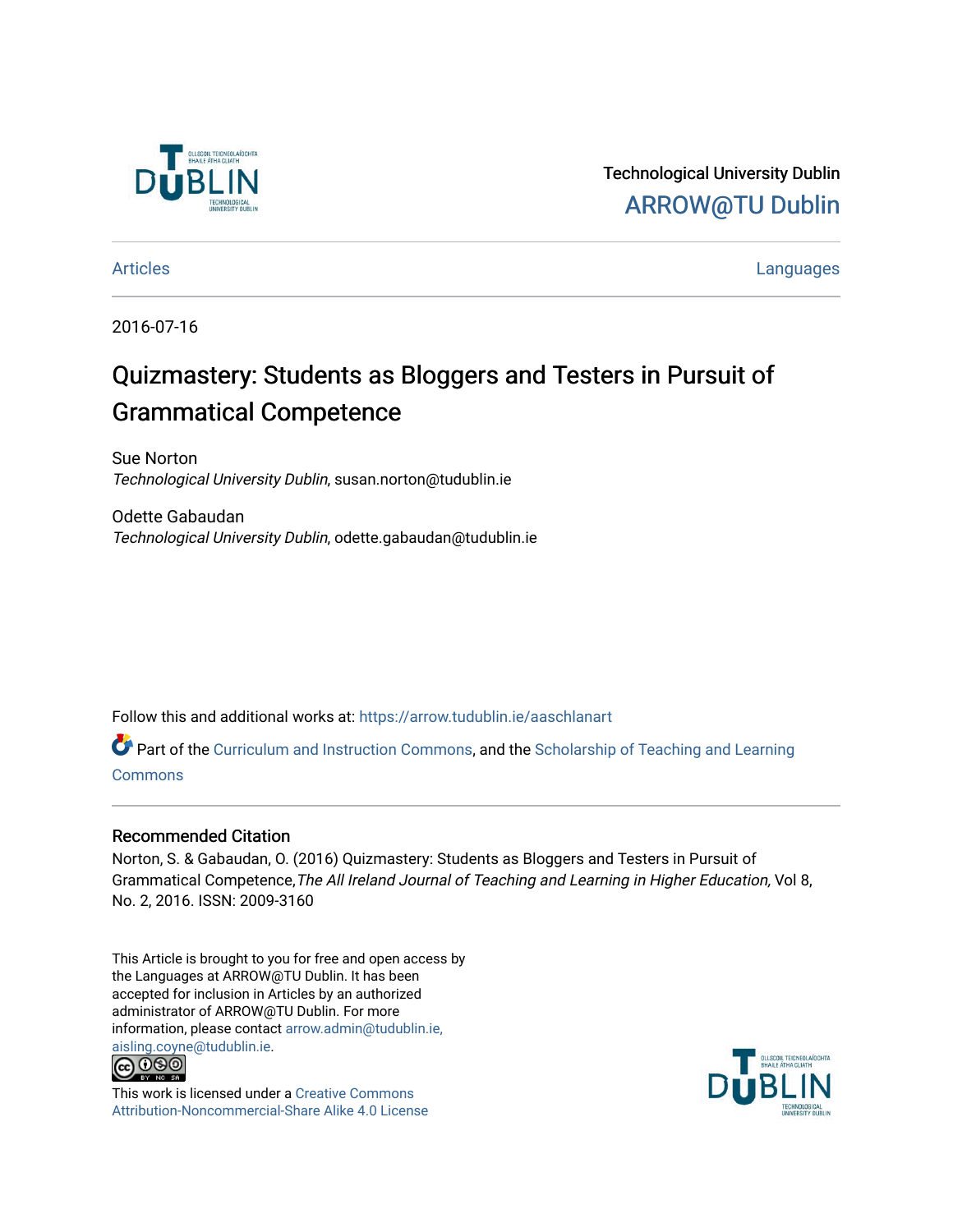Technological University Dublin

ARROW@TU Dublin

Articles | Languages

2016-07-16

# Quizmastery: Students as Bloggers and Testers in Pursuit of Grammatical Competence

Sue Norton
*Technological University Dublin*, susan.norton@tudublin.ie

Odette Gabaudan
*Technological University Dublin*, odette.gabaudan@tudublin.ie

Follow this and additional works at: https://arrow.tudublin.ie/aaschlanart

Part of the Curriculum and Instruction Commons, and the Scholarship of Teaching and Learning Commons

## Recommended Citation

Norton, S. & Gabaudan, O. (2016) Quizmastery: Students as Bloggers and Testers in Pursuit of Grammatical Competence,*The All Ireland Journal of Teaching and Learning in Higher Education,* Vol 8, No. 2, 2016. ISSN: 2009-3160

This Article is brought to you for free and open access by the Languages at ARROW@TU Dublin. It has been accepted for inclusion in Articles by an authorized administrator of ARROW@TU Dublin. For more information, please contact arrow.admin@tudublin.ie, aisling.coyne@tudublin.ie.

This work is licensed under a Creative Commons Attribution-Noncommercial-Share Alike 4.0 License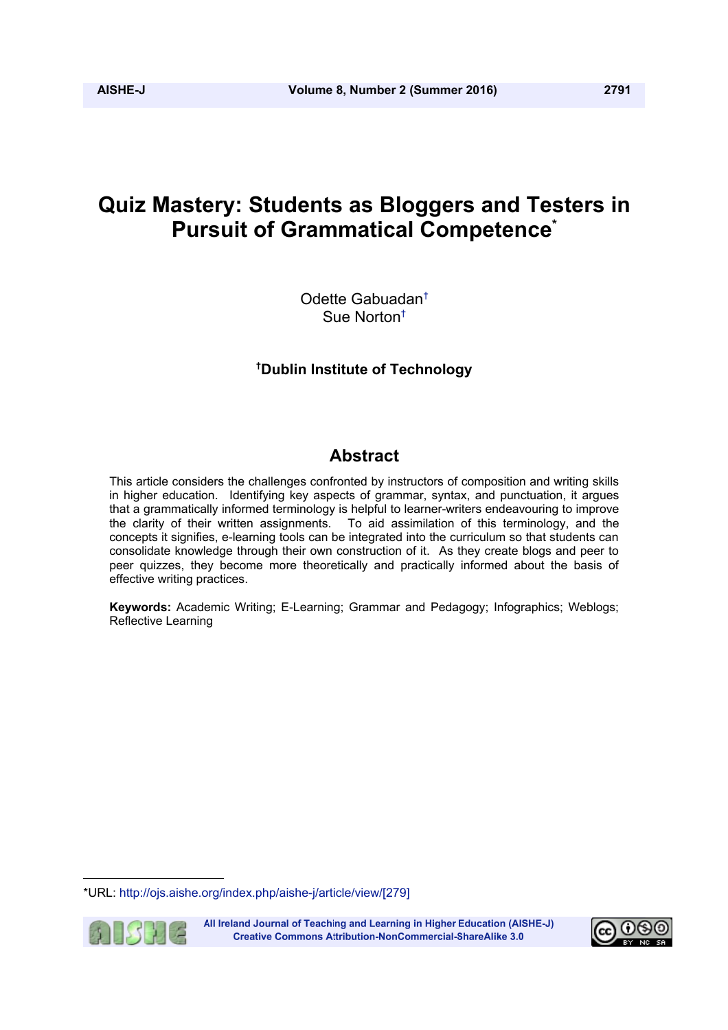# Quiz Mastery: Students as Bloggers and Testers in Pursuit of Grammatical Competence*

Odette Gabuadan†
Sue Norton†

**†Dublin Institute of Technology**

## Abstract

This article considers the challenges confronted by instructors of composition and writing skills in higher education. Identifying key aspects of grammar, syntax, and punctuation, it argues that a grammatically informed terminology is helpful to learner-writers endeavouring to improve the clarity of their written assignments. To aid assimilation of this terminology, and the concepts it signifies, e-learning tools can be integrated into the curriculum so that students can consolidate knowledge through their own construction of it. As they create blogs and peer to peer quizzes, they become more theoretically and practically informed about the basis of effective writing practices.

**Keywords:** Academic Writing; E-Learning; Grammar and Pedagogy; Infographics; Weblogs; Reflective Learning

*URL: http://ojs.aishe.org/index.php/aishe-j/article/view/[279]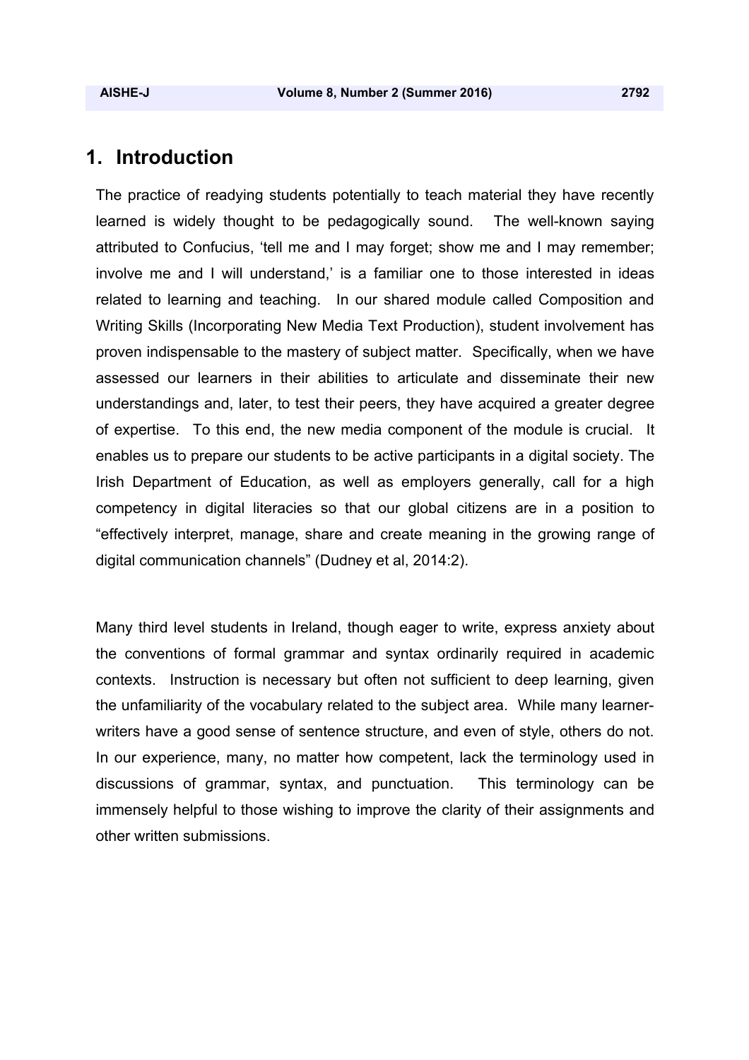# 1. Introduction

The practice of readying students potentially to teach material they have recently learned is widely thought to be pedagogically sound. The well-known saying attributed to Confucius, ‘tell me and I may forget; show me and I may remember; involve me and I will understand,’ is a familiar one to those interested in ideas related to learning and teaching. In our shared module called Composition and Writing Skills (Incorporating New Media Text Production), student involvement has proven indispensable to the mastery of subject matter. Specifically, when we have assessed our learners in their abilities to articulate and disseminate their new understandings and, later, to test their peers, they have acquired a greater degree of expertise. To this end, the new media component of the module is crucial. It enables us to prepare our students to be active participants in a digital society. The Irish Department of Education, as well as employers generally, call for a high competency in digital literacies so that our global citizens are in a position to “effectively interpret, manage, share and create meaning in the growing range of digital communication channels” (Dudney et al, 2014:2).

Many third level students in Ireland, though eager to write, express anxiety about the conventions of formal grammar and syntax ordinarily required in academic contexts. Instruction is necessary but often not sufficient to deep learning, given the unfamiliarity of the vocabulary related to the subject area. While many learner-writers have a good sense of sentence structure, and even of style, others do not. In our experience, many, no matter how competent, lack the terminology used in discussions of grammar, syntax, and punctuation. This terminology can be immensely helpful to those wishing to improve the clarity of their assignments and other written submissions.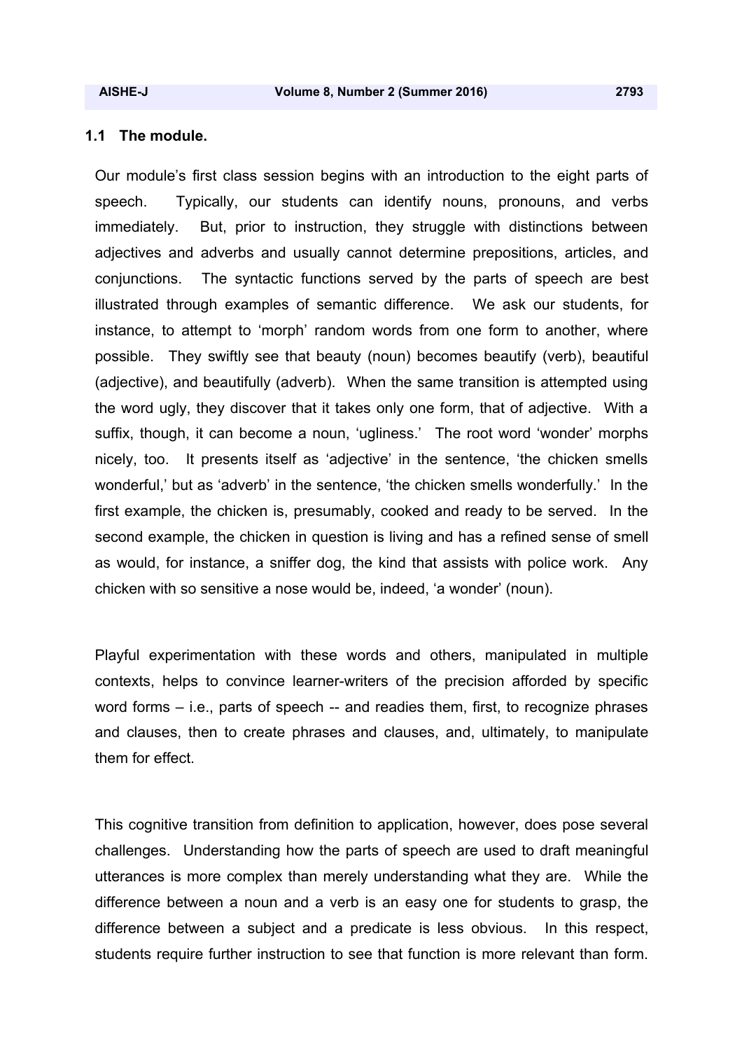### 1.1 The module.

Our module's first class session begins with an introduction to the eight parts of speech. Typically, our students can identify nouns, pronouns, and verbs immediately. But, prior to instruction, they struggle with distinctions between adjectives and adverbs and usually cannot determine prepositions, articles, and conjunctions. The syntactic functions served by the parts of speech are best illustrated through examples of semantic difference. We ask our students, for instance, to attempt to 'morph' random words from one form to another, where possible. They swiftly see that beauty (noun) becomes beautify (verb), beautiful (adjective), and beautifully (adverb). When the same transition is attempted using the word ugly, they discover that it takes only one form, that of adjective. With a suffix, though, it can become a noun, 'ugliness.' The root word 'wonder' morphs nicely, too. It presents itself as 'adjective' in the sentence, 'the chicken smells wonderful,' but as 'adverb' in the sentence, 'the chicken smells wonderfully.' In the first example, the chicken is, presumably, cooked and ready to be served. In the second example, the chicken in question is living and has a refined sense of smell as would, for instance, a sniffer dog, the kind that assists with police work. Any chicken with so sensitive a nose would be, indeed, 'a wonder' (noun).

Playful experimentation with these words and others, manipulated in multiple contexts, helps to convince learner-writers of the precision afforded by specific word forms – i.e., parts of speech -- and readies them, first, to recognize phrases and clauses, then to create phrases and clauses, and, ultimately, to manipulate them for effect.

This cognitive transition from definition to application, however, does pose several challenges. Understanding how the parts of speech are used to draft meaningful utterances is more complex than merely understanding what they are. While the difference between a noun and a verb is an easy one for students to grasp, the difference between a subject and a predicate is less obvious. In this respect, students require further instruction to see that function is more relevant than form.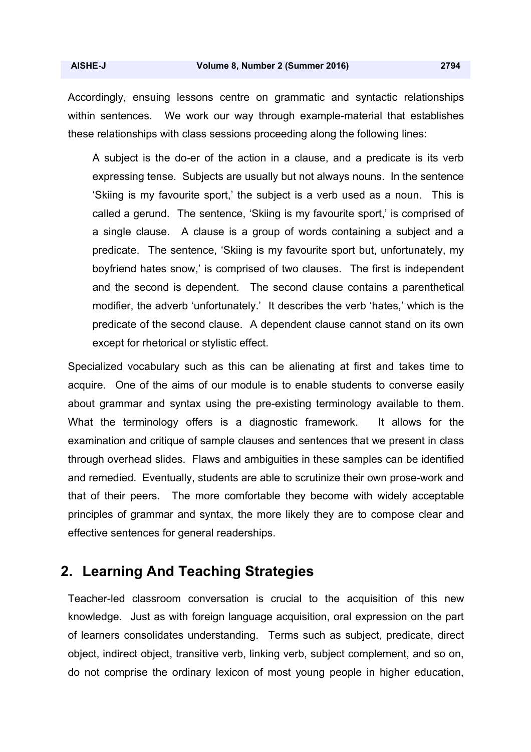Accordingly, ensuing lessons centre on grammatic and syntactic relationships within sentences. We work our way through example-material that establishes these relationships with class sessions proceeding along the following lines:

> A subject is the do-er of the action in a clause, and a predicate is its verb expressing tense. Subjects are usually but not always nouns. In the sentence 'Skiing is my favourite sport,' the subject is a verb used as a noun. This is called a gerund. The sentence, 'Skiing is my favourite sport,' is comprised of a single clause. A clause is a group of words containing a subject and a predicate. The sentence, 'Skiing is my favourite sport but, unfortunately, my boyfriend hates snow,' is comprised of two clauses. The first is independent and the second is dependent. The second clause contains a parenthetical modifier, the adverb 'unfortunately.' It describes the verb 'hates,' which is the predicate of the second clause. A dependent clause cannot stand on its own except for rhetorical or stylistic effect.

Specialized vocabulary such as this can be alienating at first and takes time to acquire. One of the aims of our module is to enable students to converse easily about grammar and syntax using the pre-existing terminology available to them. What the terminology offers is a diagnostic framework. It allows for the examination and critique of sample clauses and sentences that we present in class through overhead slides. Flaws and ambiguities in these samples can be identified and remedied. Eventually, students are able to scrutinize their own prose-work and that of their peers. The more comfortable they become with widely acceptable principles of grammar and syntax, the more likely they are to compose clear and effective sentences for general readerships.

## 2. Learning And Teaching Strategies

Teacher-led classroom conversation is crucial to the acquisition of this new knowledge. Just as with foreign language acquisition, oral expression on the part of learners consolidates understanding. Terms such as subject, predicate, direct object, indirect object, transitive verb, linking verb, subject complement, and so on, do not comprise the ordinary lexicon of most young people in higher education,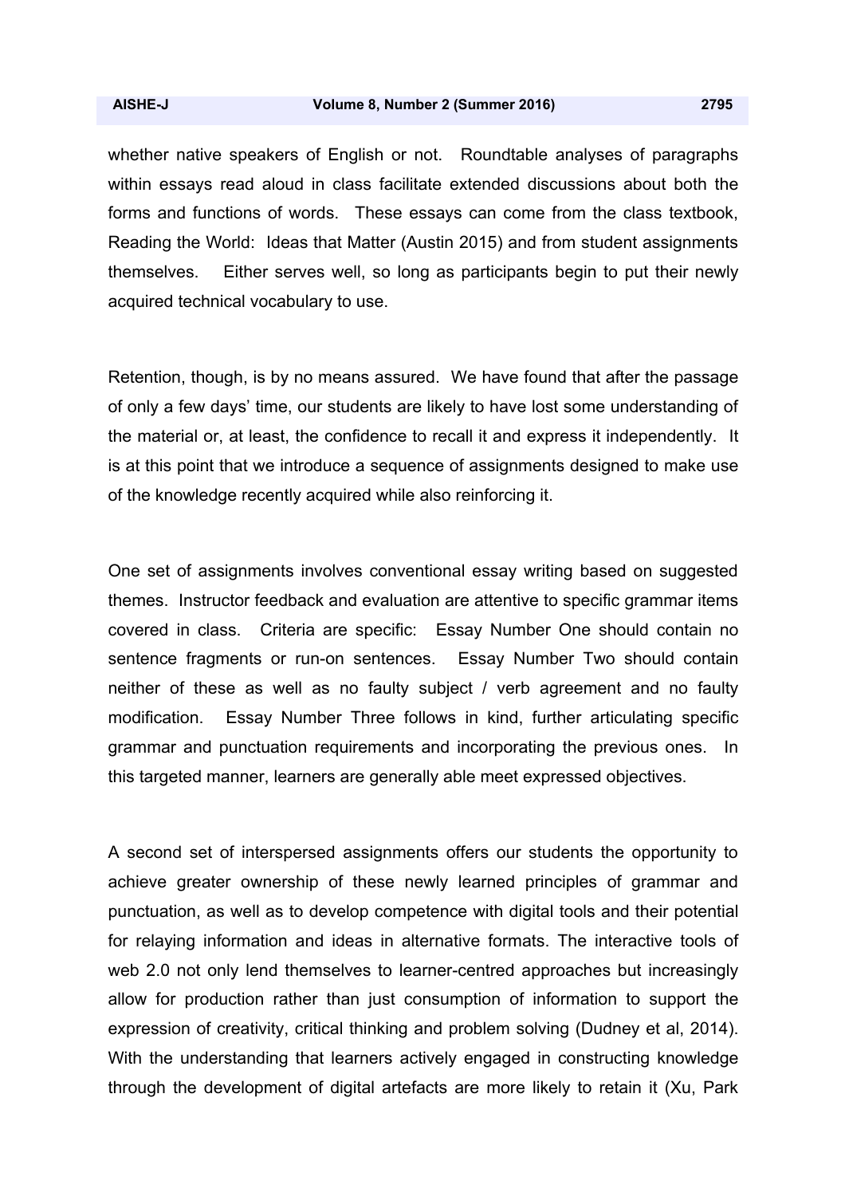whether native speakers of English or not. Roundtable analyses of paragraphs within essays read aloud in class facilitate extended discussions about both the forms and functions of words. These essays can come from the class textbook, Reading the World: Ideas that Matter (Austin 2015) and from student assignments themselves. Either serves well, so long as participants begin to put their newly acquired technical vocabulary to use.

Retention, though, is by no means assured. We have found that after the passage of only a few days' time, our students are likely to have lost some understanding of the material or, at least, the confidence to recall it and express it independently. It is at this point that we introduce a sequence of assignments designed to make use of the knowledge recently acquired while also reinforcing it.

One set of assignments involves conventional essay writing based on suggested themes. Instructor feedback and evaluation are attentive to specific grammar items covered in class. Criteria are specific: Essay Number One should contain no sentence fragments or run-on sentences. Essay Number Two should contain neither of these as well as no faulty subject / verb agreement and no faulty modification. Essay Number Three follows in kind, further articulating specific grammar and punctuation requirements and incorporating the previous ones. In this targeted manner, learners are generally able meet expressed objectives.

A second set of interspersed assignments offers our students the opportunity to achieve greater ownership of these newly learned principles of grammar and punctuation, as well as to develop competence with digital tools and their potential for relaying information and ideas in alternative formats. The interactive tools of web 2.0 not only lend themselves to learner-centred approaches but increasingly allow for production rather than just consumption of information to support the expression of creativity, critical thinking and problem solving (Dudney et al, 2014). With the understanding that learners actively engaged in constructing knowledge through the development of digital artefacts are more likely to retain it (Xu, Park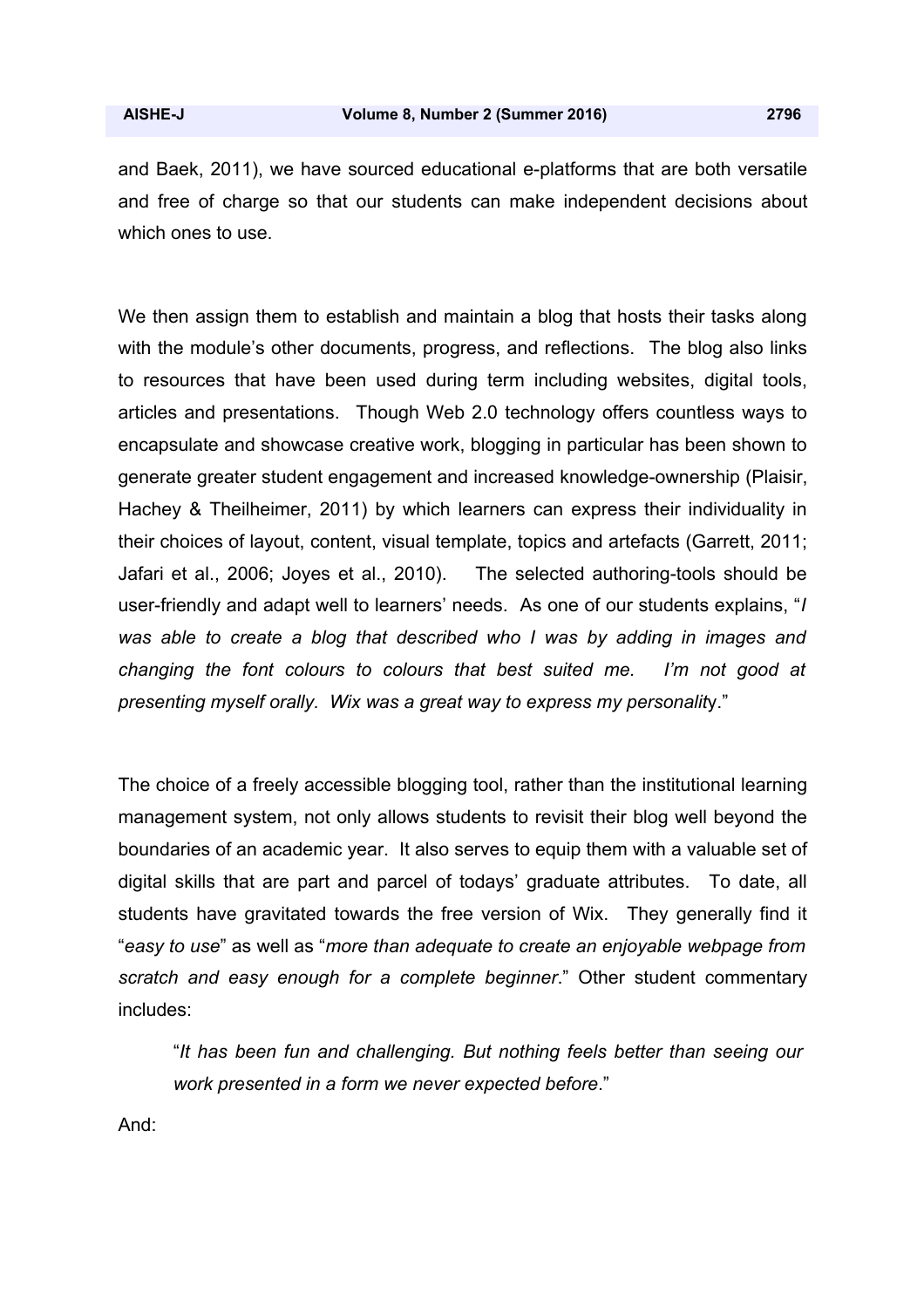and Baek, 2011), we have sourced educational e-platforms that are both versatile and free of charge so that our students can make independent decisions about which ones to use.

We then assign them to establish and maintain a blog that hosts their tasks along with the module's other documents, progress, and reflections. The blog also links to resources that have been used during term including websites, digital tools, articles and presentations. Though Web 2.0 technology offers countless ways to encapsulate and showcase creative work, blogging in particular has been shown to generate greater student engagement and increased knowledge-ownership (Plaisir, Hachey & Theilheimer, 2011) by which learners can express their individuality in their choices of layout, content, visual template, topics and artefacts (Garrett, 2011; Jafari et al., 2006; Joyes et al., 2010). The selected authoring-tools should be user-friendly and adapt well to learners' needs. As one of our students explains, "*I was able to create a blog that described who I was by adding in images and changing the font colours to colours that best suited me. I'm not good at presenting myself orally. Wix was a great way to express my personality*."

The choice of a freely accessible blogging tool, rather than the institutional learning management system, not only allows students to revisit their blog well beyond the boundaries of an academic year. It also serves to equip them with a valuable set of digital skills that are part and parcel of todays' graduate attributes. To date, all students have gravitated towards the free version of Wix. They generally find it "*easy to use*" as well as "*more than adequate to create an enjoyable webpage from scratch and easy enough for a complete beginner*." Other student commentary includes:

> "*It has been fun and challenging. But nothing feels better than seeing our work presented in a form we never expected before*."

And: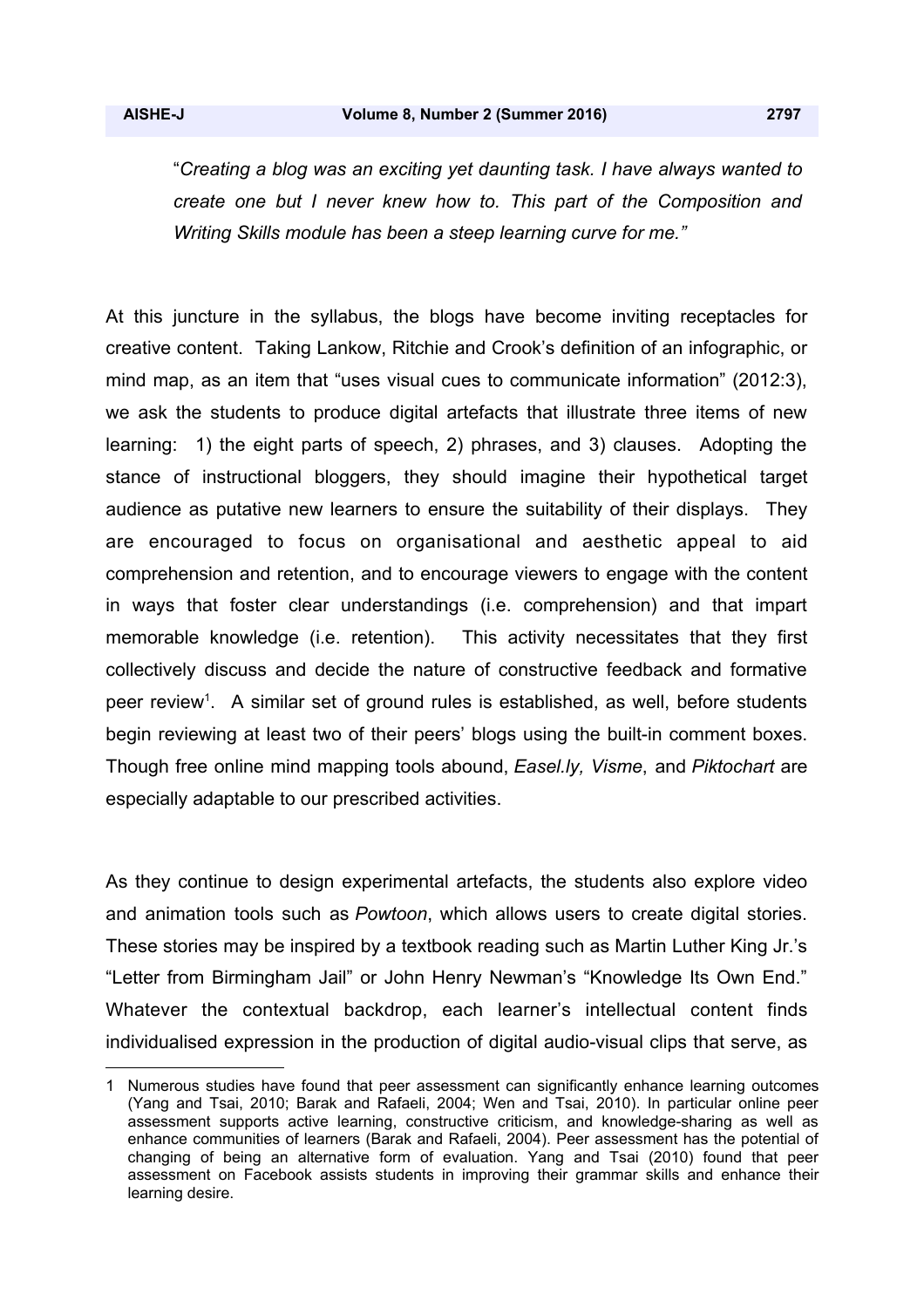> "*Creating a blog was an exciting yet daunting task. I have always wanted to create one but I never knew how to. This part of the Composition and Writing Skills module has been a steep learning curve for me.*"

At this juncture in the syllabus, the blogs have become inviting receptacles for creative content. Taking Lankow, Ritchie and Crook's definition of an infographic, or mind map, as an item that "uses visual cues to communicate information" (2012:3), we ask the students to produce digital artefacts that illustrate three items of new learning: 1) the eight parts of speech, 2) phrases, and 3) clauses. Adopting the stance of instructional bloggers, they should imagine their hypothetical target audience as putative new learners to ensure the suitability of their displays. They are encouraged to focus on organisational and aesthetic appeal to aid comprehension and retention, and to encourage viewers to engage with the content in ways that foster clear understandings (i.e. comprehension) and that impart memorable knowledge (i.e. retention). This activity necessitates that they first collectively discuss and decide the nature of constructive feedback and formative peer review[1]. A similar set of ground rules is established, as well, before students begin reviewing at least two of their peers' blogs using the built-in comment boxes. Though free online mind mapping tools abound, *Easel.ly, Visme*, and *Piktochart* are especially adaptable to our prescribed activities.

As they continue to design experimental artefacts, the students also explore video and animation tools such as *Powtoon*, which allows users to create digital stories. These stories may be inspired by a textbook reading such as Martin Luther King Jr.'s "Letter from Birmingham Jail" or John Henry Newman's "Knowledge Its Own End." Whatever the contextual backdrop, each learner's intellectual content finds individualised expression in the production of digital audio-visual clips that serve, as

---

1 Numerous studies have found that peer assessment can significantly enhance learning outcomes (Yang and Tsai, 2010; Barak and Rafaeli, 2004; Wen and Tsai, 2010). In particular online peer assessment supports active learning, constructive criticism, and knowledge-sharing as well as enhance communities of learners (Barak and Rafaeli, 2004). Peer assessment has the potential of changing of being an alternative form of evaluation. Yang and Tsai (2010) found that peer assessment on Facebook assists students in improving their grammar skills and enhance their learning desire.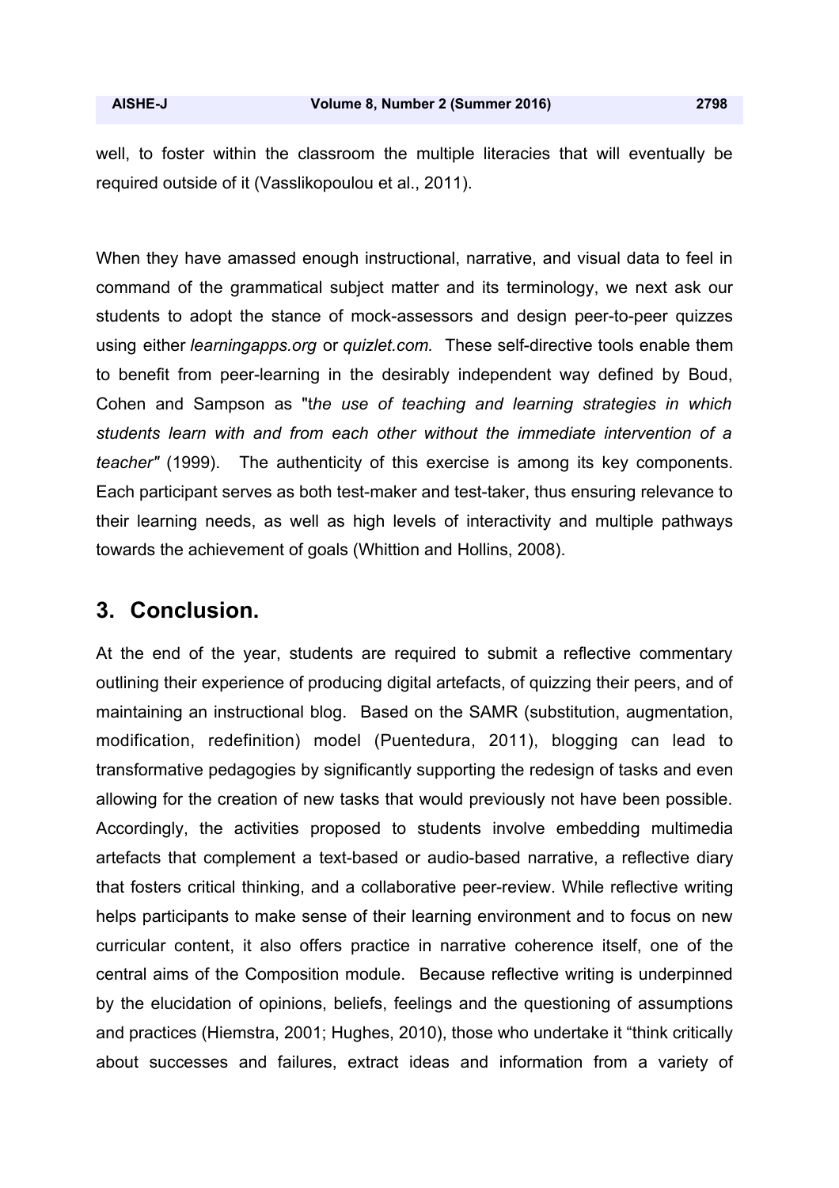well, to foster within the classroom the multiple literacies that will eventually be required outside of it (Vasslikopoulou et al., 2011).

When they have amassed enough instructional, narrative, and visual data to feel in command of the grammatical subject matter and its terminology, we next ask our students to adopt the stance of mock-assessors and design peer-to-peer quizzes using either *learningapps.org* or *quizlet.com.* These self-directive tools enable them to benefit from peer-learning in the desirably independent way defined by Boud, Cohen and Sampson as "t*he use of teaching and learning strategies in which students learn with and from each other without the immediate intervention of a teacher"* (1999). The authenticity of this exercise is among its key components. Each participant serves as both test-maker and test-taker, thus ensuring relevance to their learning needs, as well as high levels of interactivity and multiple pathways towards the achievement of goals (Whittion and Hollins, 2008).

## 3. Conclusion.

At the end of the year, students are required to submit a reflective commentary outlining their experience of producing digital artefacts, of quizzing their peers, and of maintaining an instructional blog. Based on the SAMR (substitution, augmentation, modification, redefinition) model (Puentedura, 2011), blogging can lead to transformative pedagogies by significantly supporting the redesign of tasks and even allowing for the creation of new tasks that would previously not have been possible. Accordingly, the activities proposed to students involve embedding multimedia artefacts that complement a text-based or audio-based narrative, a reflective diary that fosters critical thinking, and a collaborative peer-review. While reflective writing helps participants to make sense of their learning environment and to focus on new curricular content, it also offers practice in narrative coherence itself, one of the central aims of the Composition module. Because reflective writing is underpinned by the elucidation of opinions, beliefs, feelings and the questioning of assumptions and practices (Hiemstra, 2001; Hughes, 2010), those who undertake it "think critically about successes and failures, extract ideas and information from a variety of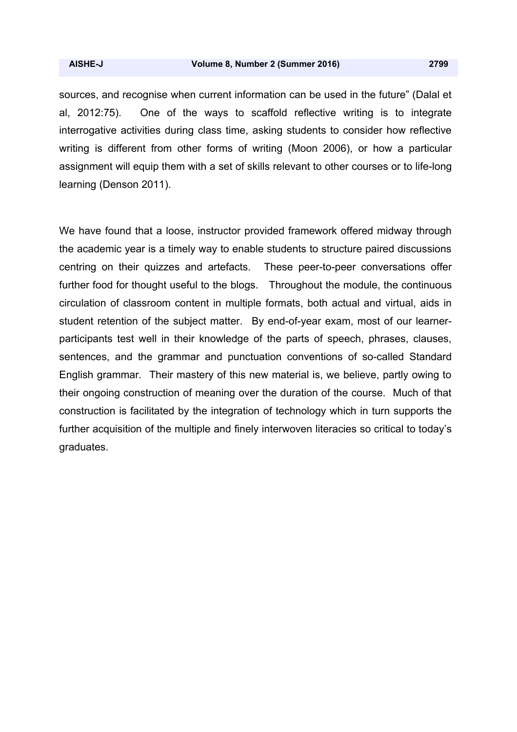sources, and recognise when current information can be used in the future" (Dalal et al, 2012:75). One of the ways to scaffold reflective writing is to integrate interrogative activities during class time, asking students to consider how reflective writing is different from other forms of writing (Moon 2006), or how a particular assignment will equip them with a set of skills relevant to other courses or to life-long learning (Denson 2011).

We have found that a loose, instructor provided framework offered midway through the academic year is a timely way to enable students to structure paired discussions centring on their quizzes and artefacts. These peer-to-peer conversations offer further food for thought useful to the blogs. Throughout the module, the continuous circulation of classroom content in multiple formats, both actual and virtual, aids in student retention of the subject matter. By end-of-year exam, most of our learner-participants test well in their knowledge of the parts of speech, phrases, clauses, sentences, and the grammar and punctuation conventions of so-called Standard English grammar. Their mastery of this new material is, we believe, partly owing to their ongoing construction of meaning over the duration of the course. Much of that construction is facilitated by the integration of technology which in turn supports the further acquisition of the multiple and finely interwoven literacies so critical to today's graduates.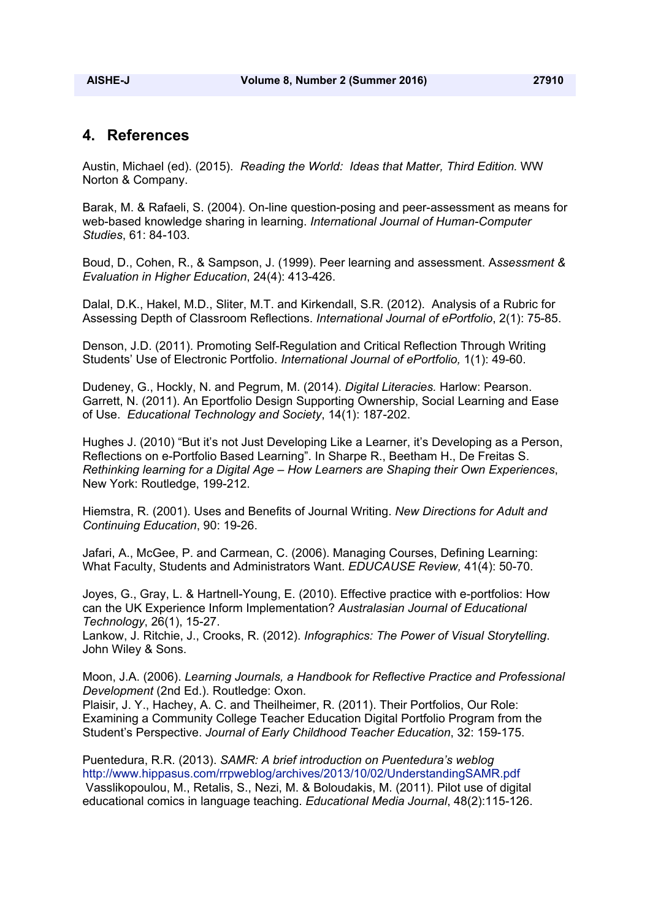## 4. References

Austin, Michael (ed). (2015). *Reading the World: Ideas that Matter, Third Edition.* WW Norton & Company.

Barak, M. & Rafaeli, S. (2004). On-line question-posing and peer-assessment as means for web-based knowledge sharing in learning. *International Journal of Human-Computer Studies*, 61: 84-103.

Boud, D., Cohen, R., & Sampson, J. (1999). Peer learning and assessment. A*ssessment & Evaluation in Higher Education*, 24(4): 413-426.

Dalal, D.K., Hakel, M.D., Sliter, M.T. and Kirkendall, S.R. (2012). Analysis of a Rubric for Assessing Depth of Classroom Reflections. *International Journal of ePortfolio*, 2(1): 75-85.

Denson, J.D. (2011). Promoting Self-Regulation and Critical Reflection Through Writing Students' Use of Electronic Portfolio. *International Journal of ePortfolio,* 1(1): 49-60.

Dudeney, G., Hockly, N. and Pegrum, M. (2014). *Digital Literacies.* Harlow: Pearson.
Garrett, N. (2011). An Eportfolio Design Supporting Ownership, Social Learning and Ease of Use. *Educational Technology and Society*, 14(1): 187-202.

Hughes J. (2010) "But it's not Just Developing Like a Learner, it's Developing as a Person, Reflections on e-Portfolio Based Learning". In Sharpe R., Beetham H., De Freitas S. *Rethinking learning for a Digital Age – How Learners are Shaping their Own Experiences*, New York: Routledge, 199-212.

Hiemstra, R. (2001). Uses and Benefits of Journal Writing. *New Directions for Adult and Continuing Education*, 90: 19-26.

Jafari, A., McGee, P. and Carmean, C. (2006). Managing Courses, Defining Learning: What Faculty, Students and Administrators Want. *EDUCAUSE Review,* 41(4): 50-70.

Joyes, G., Gray, L. & Hartnell-Young, E. (2010). Effective practice with e-portfolios: How can the UK Experience Inform Implementation? *Australasian Journal of Educational Technology*, 26(1), 15-27.
Lankow, J. Ritchie, J., Crooks, R. (2012). *Infographics: The Power of Visual Storytelling*. John Wiley & Sons.

Moon, J.A. (2006). *Learning Journals, a Handbook for Reflective Practice and Professional Development* (2nd Ed.). Routledge: Oxon.
Plaisir, J. Y., Hachey, A. C. and Theilheimer, R. (2011). Their Portfolios, Our Role: Examining a Community College Teacher Education Digital Portfolio Program from the Student's Perspective. *Journal of Early Childhood Teacher Education*, 32: 159-175.

Puentedura, R.R. (2013). *SAMR: A brief introduction on Puentedura's weblog* http://www.hippasus.com/rrpweblog/archives/2013/10/02/UnderstandingSAMR.pdf
Vasslikopoulou, M., Retalis, S., Nezi, M. & Boloudakis, M. (2011). Pilot use of digital educational comics in language teaching. *Educational Media Journal*, 48(2):115-126.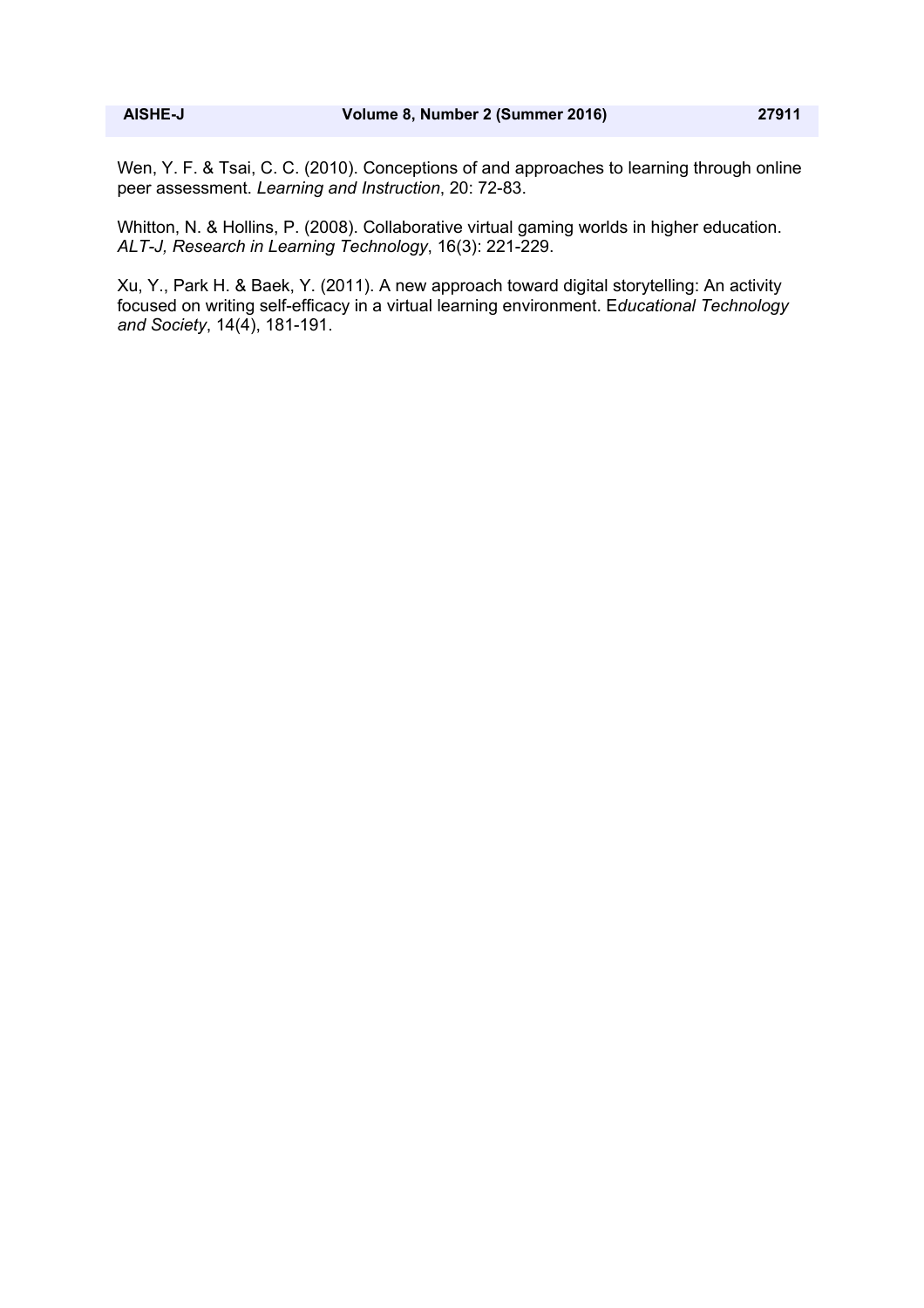Wen, Y. F. & Tsai, C. C. (2010). Conceptions of and approaches to learning through online peer assessment. *Learning and Instruction*, 20: 72-83.

Whitton, N. & Hollins, P. (2008). Collaborative virtual gaming worlds in higher education. *ALT-J, Research in Learning Technology*, 16(3): 221-229.

Xu, Y., Park H. & Baek, Y. (2011). A new approach toward digital storytelling: An activity focused on writing self-efficacy in a virtual learning environment. E*ducational Technology and Society*, 14(4), 181-191.